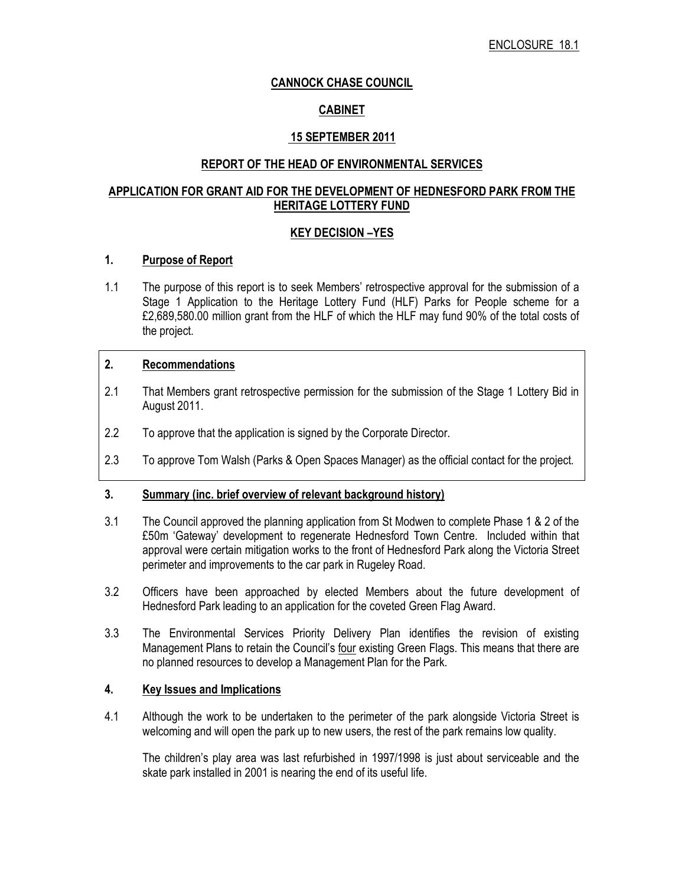ENCLOSURE 18.1

# CANNOCK CHASE COUNCIL

## CABINET

## 15 SEPTEMBER 2011

## REPORT OF THE HEAD OF ENVIRONMENTAL SERVICES

## APPLICATION FOR GRANT AID FOR THE DEVELOPMENT OF HEDNESFORD PARK FROM THE HERITAGE LOTTERY FUND

## KEY DECISION –YES

### 1. Purpose of Report

1.1 The purpose of this report is to seek Members' retrospective approval for the submission of a Stage 1 Application to the Heritage Lottery Fund (HLF) Parks for People scheme for a £2,689,580.00 million grant from the HLF of which the HLF may fund 90% of the total costs of the project.

### 2. Recommendations

2.1 That Members grant retrospective permission for the submission of the Stage 1 Lottery Bid in August 2011.

2.2 To approve that the application is signed by the Corporate Director.

2.3 To approve Tom Walsh (Parks & Open Spaces Manager) as the official contact for the project.

### 3. Summary (inc. brief overview of relevant background history)

3.1 The Council approved the planning application from St Modwen to complete Phase 1 & 2 of the £50m 'Gateway' development to regenerate Hednesford Town Centre. Included within that approval were certain mitigation works to the front of Hednesford Park along the Victoria Street perimeter and improvements to the car park in Rugeley Road.

3.2 Officers have been approached by elected Members about the future development of Hednesford Park leading to an application for the coveted Green Flag Award.

3.3 The Environmental Services Priority Delivery Plan identifies the revision of existing Management Plans to retain the Council's four existing Green Flags. This means that there are no planned resources to develop a Management Plan for the Park.

### 4. Key Issues and Implications

4.1 Although the work to be undertaken to the perimeter of the park alongside Victoria Street is welcoming and will open the park up to new users, the rest of the park remains low quality.

The children's play area was last refurbished in 1997/1998 is just about serviceable and the skate park installed in 2001 is nearing the end of its useful life.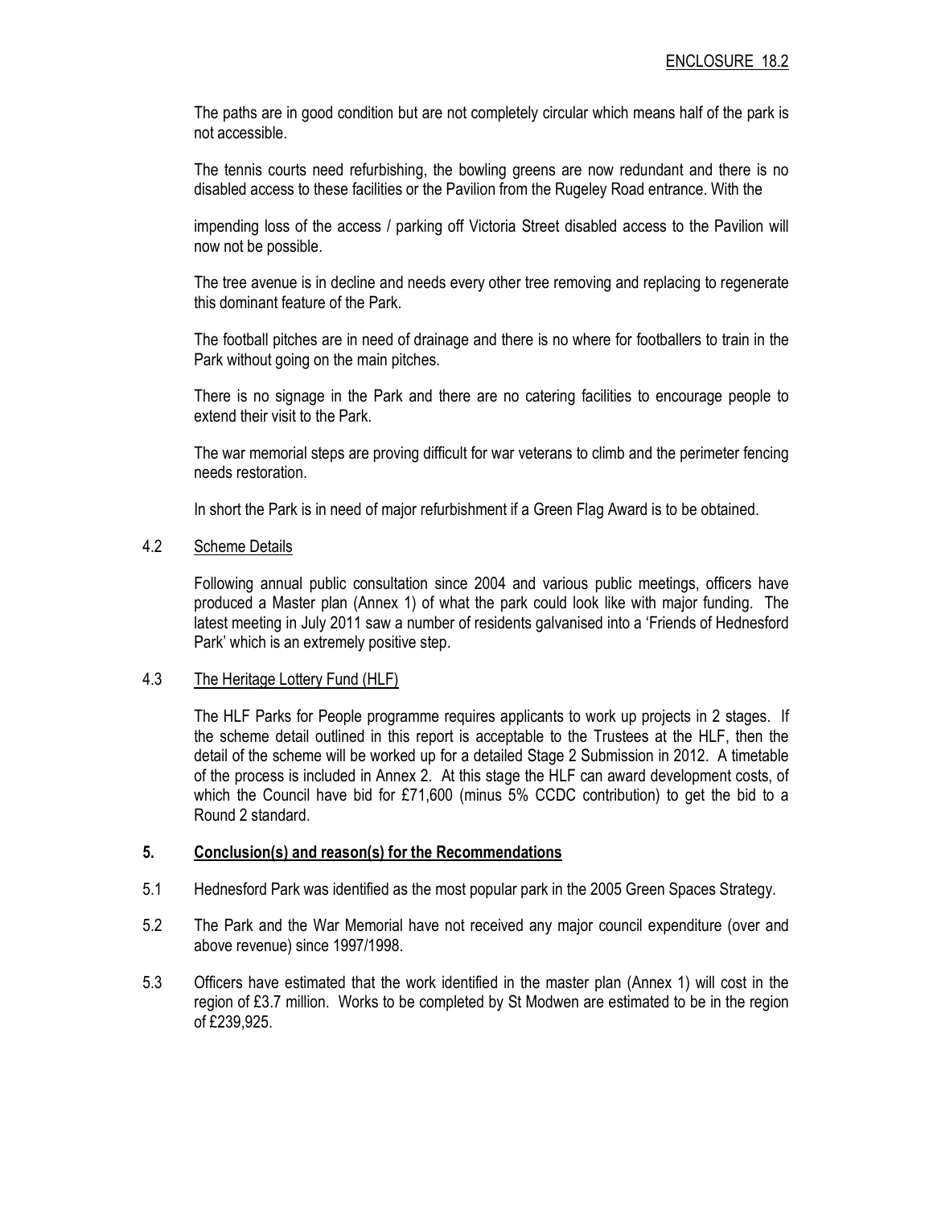ENCLOSURE 18.2

The paths are in good condition but are not completely circular which means half of the park is not accessible.

The tennis courts need refurbishing, the bowling greens are now redundant and there is no disabled access to these facilities or the Pavilion from the Rugeley Road entrance. With the

impending loss of the access / parking off Victoria Street disabled access to the Pavilion will now not be possible.

The tree avenue is in decline and needs every other tree removing and replacing to regenerate this dominant feature of the Park.

The football pitches are in need of drainage and there is no where for footballers to train in the Park without going on the main pitches.

There is no signage in the Park and there are no catering facilities to encourage people to extend their visit to the Park.

The war memorial steps are proving difficult for war veterans to climb and the perimeter fencing needs restoration.

In short the Park is in need of major refurbishment if a Green Flag Award is to be obtained.

4.2 Scheme Details

Following annual public consultation since 2004 and various public meetings, officers have produced a Master plan (Annex 1) of what the park could look like with major funding. The latest meeting in July 2011 saw a number of residents galvanised into a 'Friends of Hednesford Park' which is an extremely positive step.

4.3 The Heritage Lottery Fund (HLF)

The HLF Parks for People programme requires applicants to work up projects in 2 stages. If the scheme detail outlined in this report is acceptable to the Trustees at the HLF, then the detail of the scheme will be worked up for a detailed Stage 2 Submission in 2012. A timetable of the process is included in Annex 2. At this stage the HLF can award development costs, of which the Council have bid for £71,600 (minus 5% CCDC contribution) to get the bid to a Round 2 standard.

## 5. Conclusion(s) and reason(s) for the Recommendations

5.1 Hednesford Park was identified as the most popular park in the 2005 Green Spaces Strategy.

5.2 The Park and the War Memorial have not received any major council expenditure (over and above revenue) since 1997/1998.

5.3 Officers have estimated that the work identified in the master plan (Annex 1) will cost in the region of £3.7 million. Works to be completed by St Modwen are estimated to be in the region of £239,925.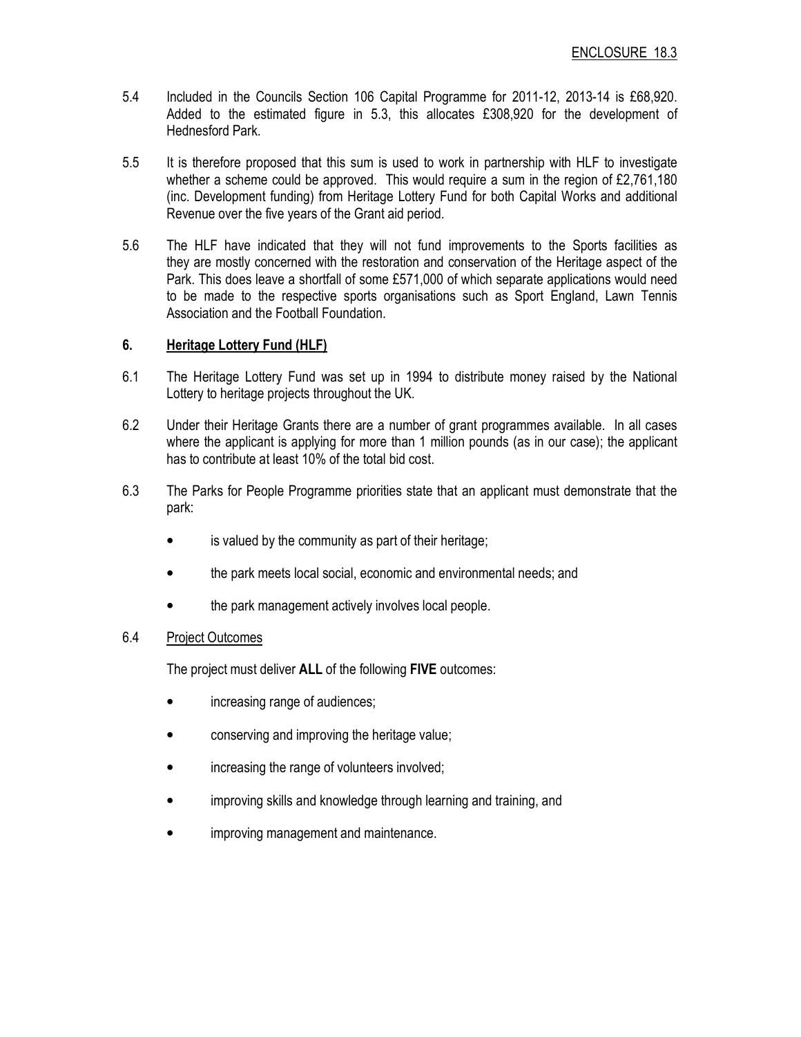5.4 Included in the Councils Section 106 Capital Programme for 2011-12, 2013-14 is £68,920. Added to the estimated figure in 5.3, this allocates £308,920 for the development of Hednesford Park.

5.5 It is therefore proposed that this sum is used to work in partnership with HLF to investigate whether a scheme could be approved. This would require a sum in the region of £2,761,180 (inc. Development funding) from Heritage Lottery Fund for both Capital Works and additional Revenue over the five years of the Grant aid period.

5.6 The HLF have indicated that they will not fund improvements to the Sports facilities as they are mostly concerned with the restoration and conservation of the Heritage aspect of the Park. This does leave a shortfall of some £571,000 of which separate applications would need to be made to the respective sports organisations such as Sport England, Lawn Tennis Association and the Football Foundation.

## 6. Heritage Lottery Fund (HLF)

6.1 The Heritage Lottery Fund was set up in 1994 to distribute money raised by the National Lottery to heritage projects throughout the UK.

6.2 Under their Heritage Grants there are a number of grant programmes available. In all cases where the applicant is applying for more than 1 million pounds (as in our case); the applicant has to contribute at least 10% of the total bid cost.

6.3 The Parks for People Programme priorities state that an applicant must demonstrate that the park:

- is valued by the community as part of their heritage;
- the park meets local social, economic and environmental needs; and
- the park management actively involves local people.

6.4 Project Outcomes

The project must deliver **ALL** of the following **FIVE** outcomes:

- increasing range of audiences;
- conserving and improving the heritage value;
- increasing the range of volunteers involved;
- improving skills and knowledge through learning and training, and
- improving management and maintenance.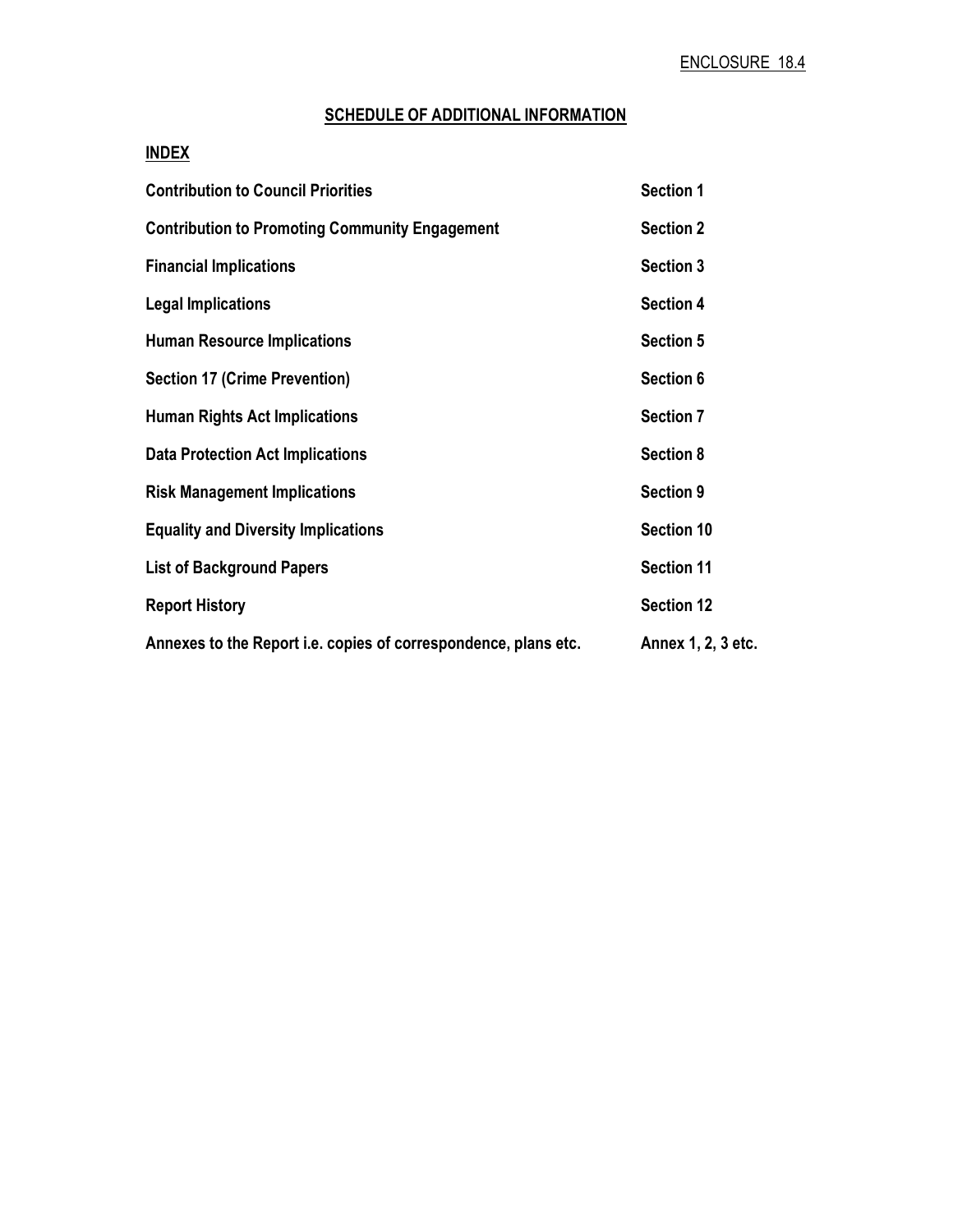ENCLOSURE 18.4

## SCHEDULE OF ADDITIONAL INFORMATION

### INDEX

| | |
|---|---|
| **Contribution to Council Priorities** | **Section 1** |
| **Contribution to Promoting Community Engagement** | **Section 2** |
| **Financial Implications** | **Section 3** |
| **Legal Implications** | **Section 4** |
| **Human Resource Implications** | **Section 5** |
| **Section 17 (Crime Prevention)** | **Section 6** |
| **Human Rights Act Implications** | **Section 7** |
| **Data Protection Act Implications** | **Section 8** |
| **Risk Management Implications** | **Section 9** |
| **Equality and Diversity Implications** | **Section 10** |
| **List of Background Papers** | **Section 11** |
| **Report History** | **Section 12** |
| **Annexes to the Report i.e. copies of correspondence, plans etc.** | **Annex 1, 2, 3 etc.** |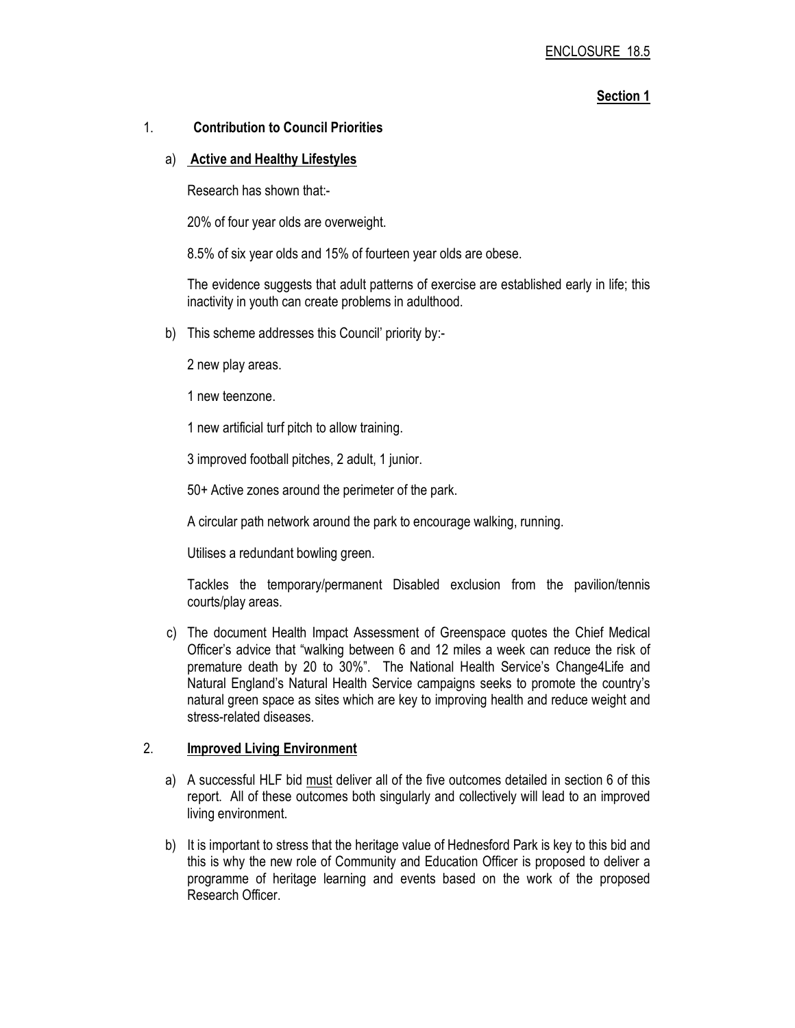ENCLOSURE 18.5

**Section 1**

1. **Contribution to Council Priorities**

   a) **Active and Healthy Lifestyles**

   Research has shown that:-

   20% of four year olds are overweight.

   8.5% of six year olds and 15% of fourteen year olds are obese.

   The evidence suggests that adult patterns of exercise are established early in life; this inactivity in youth can create problems in adulthood.

   b) This scheme addresses this Council' priority by:-

   2 new play areas.

   1 new teenzone.

   1 new artificial turf pitch to allow training.

   3 improved football pitches, 2 adult, 1 junior.

   50+ Active zones around the perimeter of the park.

   A circular path network around the park to encourage walking, running.

   Utilises a redundant bowling green.

   Tackles the temporary/permanent Disabled exclusion from the pavilion/tennis courts/play areas.

   c) The document Health Impact Assessment of Greenspace quotes the Chief Medical Officer's advice that "walking between 6 and 12 miles a week can reduce the risk of premature death by 20 to 30%". The National Health Service's Change4Life and Natural England's Natural Health Service campaigns seeks to promote the country's natural green space as sites which are key to improving health and reduce weight and stress-related diseases.

2. **Improved Living Environment**

   a) A successful HLF bid must deliver all of the five outcomes detailed in section 6 of this report. All of these outcomes both singularly and collectively will lead to an improved living environment.

   b) It is important to stress that the heritage value of Hednesford Park is key to this bid and this is why the new role of Community and Education Officer is proposed to deliver a programme of heritage learning and events based on the work of the proposed Research Officer.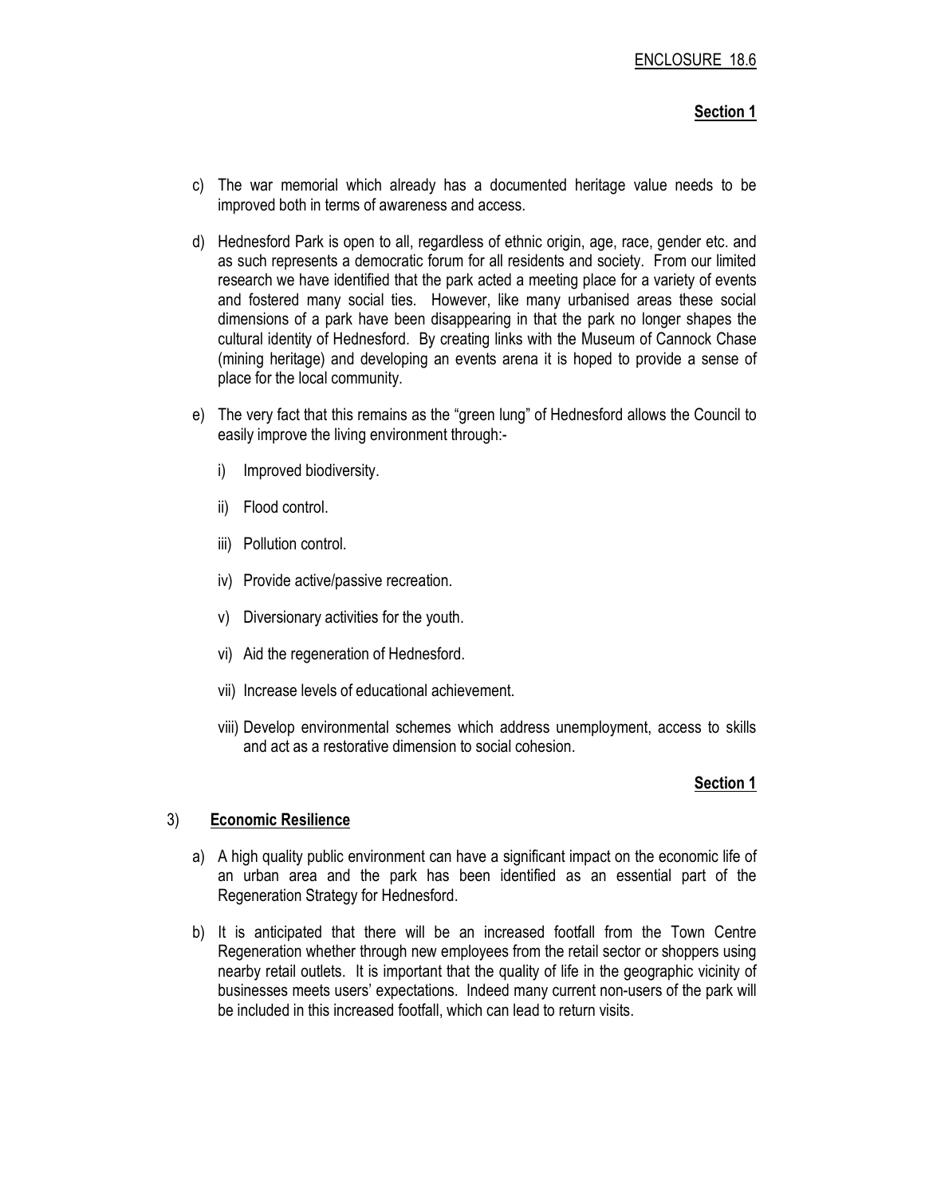c) The war memorial which already has a documented heritage value needs to be improved both in terms of awareness and access.

d) Hednesford Park is open to all, regardless of ethnic origin, age, race, gender etc. and as such represents a democratic forum for all residents and society. From our limited research we have identified that the park acted a meeting place for a variety of events and fostered many social ties. However, like many urbanised areas these social dimensions of a park have been disappearing in that the park no longer shapes the cultural identity of Hednesford. By creating links with the Museum of Cannock Chase (mining heritage) and developing an events arena it is hoped to provide a sense of place for the local community.

e) The very fact that this remains as the "green lung" of Hednesford allows the Council to easily improve the living environment through:-

   i) Improved biodiversity.

   ii) Flood control.

   iii) Pollution control.

   iv) Provide active/passive recreation.

   v) Diversionary activities for the youth.

   vi) Aid the regeneration of Hednesford.

   vii) Increase levels of educational achievement.

   viii) Develop environmental schemes which address unemployment, access to skills and act as a restorative dimension to social cohesion.

**Section 1**

3) **Economic Resilience**

a) A high quality public environment can have a significant impact on the economic life of an urban area and the park has been identified as an essential part of the Regeneration Strategy for Hednesford.

b) It is anticipated that there will be an increased footfall from the Town Centre Regeneration whether through new employees from the retail sector or shoppers using nearby retail outlets. It is important that the quality of life in the geographic vicinity of businesses meets users' expectations. Indeed many current non-users of the park will be included in this increased footfall, which can lead to return visits.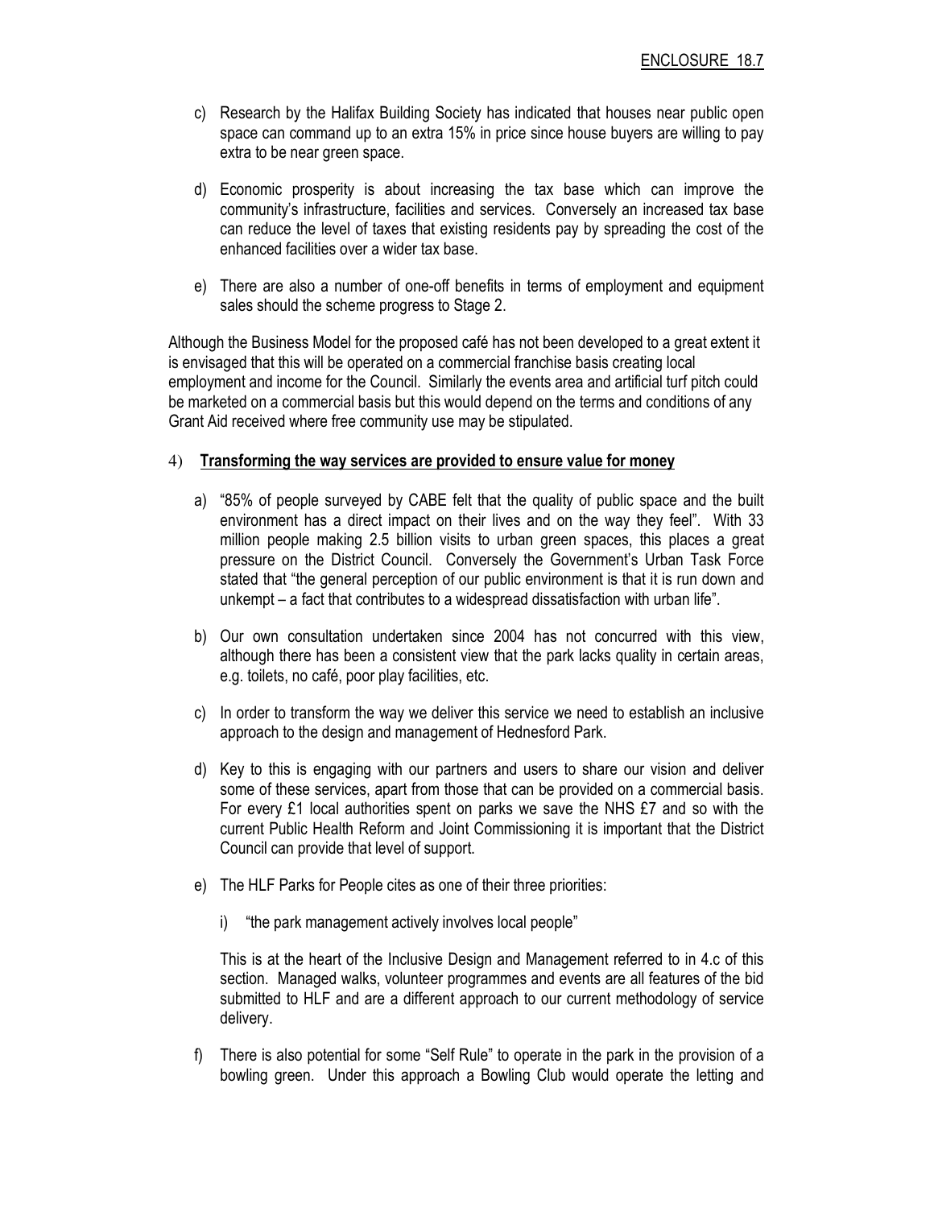c) Research by the Halifax Building Society has indicated that houses near public open space can command up to an extra 15% in price since house buyers are willing to pay extra to be near green space.

d) Economic prosperity is about increasing the tax base which can improve the community's infrastructure, facilities and services. Conversely an increased tax base can reduce the level of taxes that existing residents pay by spreading the cost of the enhanced facilities over a wider tax base.

e) There are also a number of one-off benefits in terms of employment and equipment sales should the scheme progress to Stage 2.

Although the Business Model for the proposed café has not been developed to a great extent it is envisaged that this will be operated on a commercial franchise basis creating local employment and income for the Council. Similarly the events area and artificial turf pitch could be marketed on a commercial basis but this would depend on the terms and conditions of any Grant Aid received where free community use may be stipulated.

4) **Transforming the way services are provided to ensure value for money**

a) "85% of people surveyed by CABE felt that the quality of public space and the built environment has a direct impact on their lives and on the way they feel". With 33 million people making 2.5 billion visits to urban green spaces, this places a great pressure on the District Council. Conversely the Government's Urban Task Force stated that "the general perception of our public environment is that it is run down and unkempt – a fact that contributes to a widespread dissatisfaction with urban life".

b) Our own consultation undertaken since 2004 has not concurred with this view, although there has been a consistent view that the park lacks quality in certain areas, e.g. toilets, no café, poor play facilities, etc.

c) In order to transform the way we deliver this service we need to establish an inclusive approach to the design and management of Hednesford Park.

d) Key to this is engaging with our partners and users to share our vision and deliver some of these services, apart from those that can be provided on a commercial basis. For every £1 local authorities spent on parks we save the NHS £7 and so with the current Public Health Reform and Joint Commissioning it is important that the District Council can provide that level of support.

e) The HLF Parks for People cites as one of their three priorities:

   i) "the park management actively involves local people"

   This is at the heart of the Inclusive Design and Management referred to in 4.c of this section. Managed walks, volunteer programmes and events are all features of the bid submitted to HLF and are a different approach to our current methodology of service delivery.

f) There is also potential for some "Self Rule" to operate in the park in the provision of a bowling green. Under this approach a Bowling Club would operate the letting and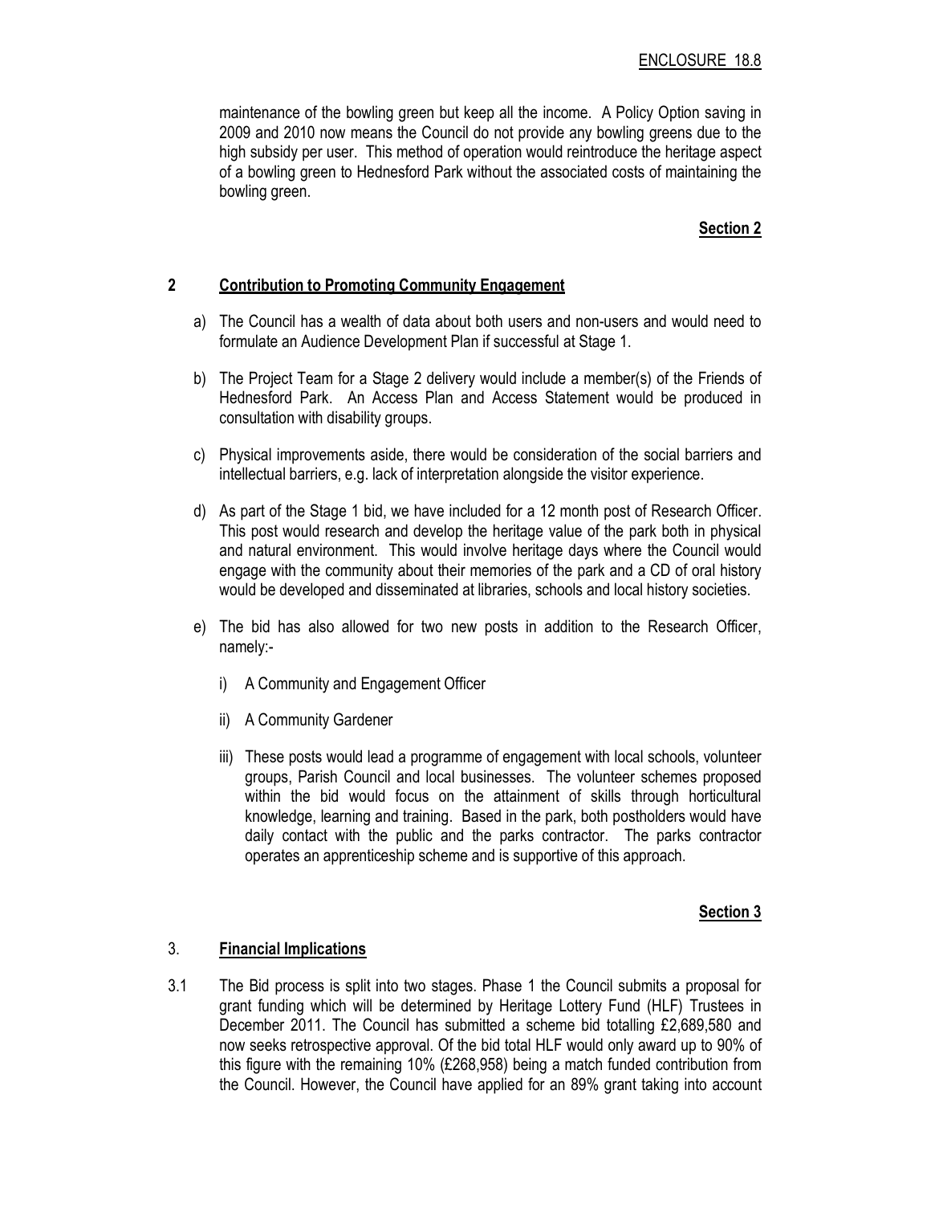maintenance of the bowling green but keep all the income. A Policy Option saving in 2009 and 2010 now means the Council do not provide any bowling greens due to the high subsidy per user. This method of operation would reintroduce the heritage aspect of a bowling green to Hednesford Park without the associated costs of maintaining the bowling green.

**Section 2**

## 2 Contribution to Promoting Community Engagement

a) The Council has a wealth of data about both users and non-users and would need to formulate an Audience Development Plan if successful at Stage 1.

b) The Project Team for a Stage 2 delivery would include a member(s) of the Friends of Hednesford Park. An Access Plan and Access Statement would be produced in consultation with disability groups.

c) Physical improvements aside, there would be consideration of the social barriers and intellectual barriers, e.g. lack of interpretation alongside the visitor experience.

d) As part of the Stage 1 bid, we have included for a 12 month post of Research Officer. This post would research and develop the heritage value of the park both in physical and natural environment. This would involve heritage days where the Council would engage with the community about their memories of the park and a CD of oral history would be developed and disseminated at libraries, schools and local history societies.

e) The bid has also allowed for two new posts in addition to the Research Officer, namely:-

   i) A Community and Engagement Officer

   ii) A Community Gardener

   iii) These posts would lead a programme of engagement with local schools, volunteer groups, Parish Council and local businesses. The volunteer schemes proposed within the bid would focus on the attainment of skills through horticultural knowledge, learning and training. Based in the park, both postholders would have daily contact with the public and the parks contractor. The parks contractor operates an apprenticeship scheme and is supportive of this approach.

**Section 3**

## 3. Financial Implications

3.1 The Bid process is split into two stages. Phase 1 the Council submits a proposal for grant funding which will be determined by Heritage Lottery Fund (HLF) Trustees in December 2011. The Council has submitted a scheme bid totalling £2,689,580 and now seeks retrospective approval. Of the bid total HLF would only award up to 90% of this figure with the remaining 10% (£268,958) being a match funded contribution from the Council. However, the Council have applied for an 89% grant taking into account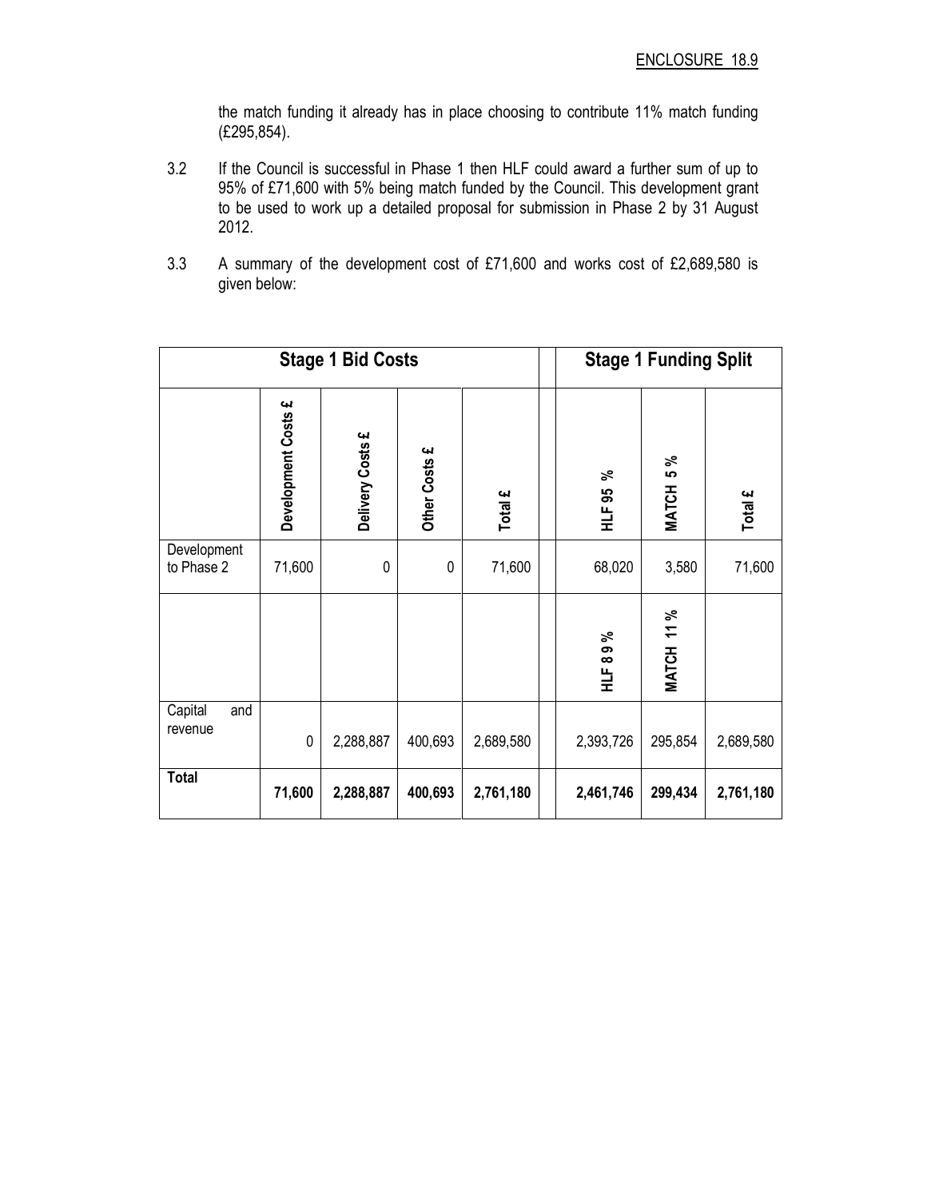the match funding it already has in place choosing to contribute 11% match funding (£295,854).

3.2 If the Council is successful in Phase 1 then HLF could award a further sum of up to 95% of £71,600 with 5% being match funded by the Council. This development grant to be used to work up a detailed proposal for submission in Phase 2 by 31 August 2012.

3.3 A summary of the development cost of £71,600 and works cost of £2,689,580 is given below:

| Stage 1 Bid Costs | | | | | | Stage 1 Funding Split | | |
|---|---|---|---|---|---|---|---|---|
| | Development Costs £ | Delivery Costs £ | Other Costs £ | Total £ | | HLF 95 % | MATCH 5 % | Total £ |
| Development to Phase 2 | 71,600 | 0 | 0 | 71,600 | | 68,020 | 3,580 | 71,600 |
| | | | | | | HLF 89 % | MATCH 11 % | |
| Capital and revenue | 0 | 2,288,887 | 400,693 | 2,689,580 | | 2,393,726 | 295,854 | 2,689,580 |
| **Total** | **71,600** | **2,288,887** | **400,693** | **2,761,180** | | **2,461,746** | **299,434** | **2,761,180** |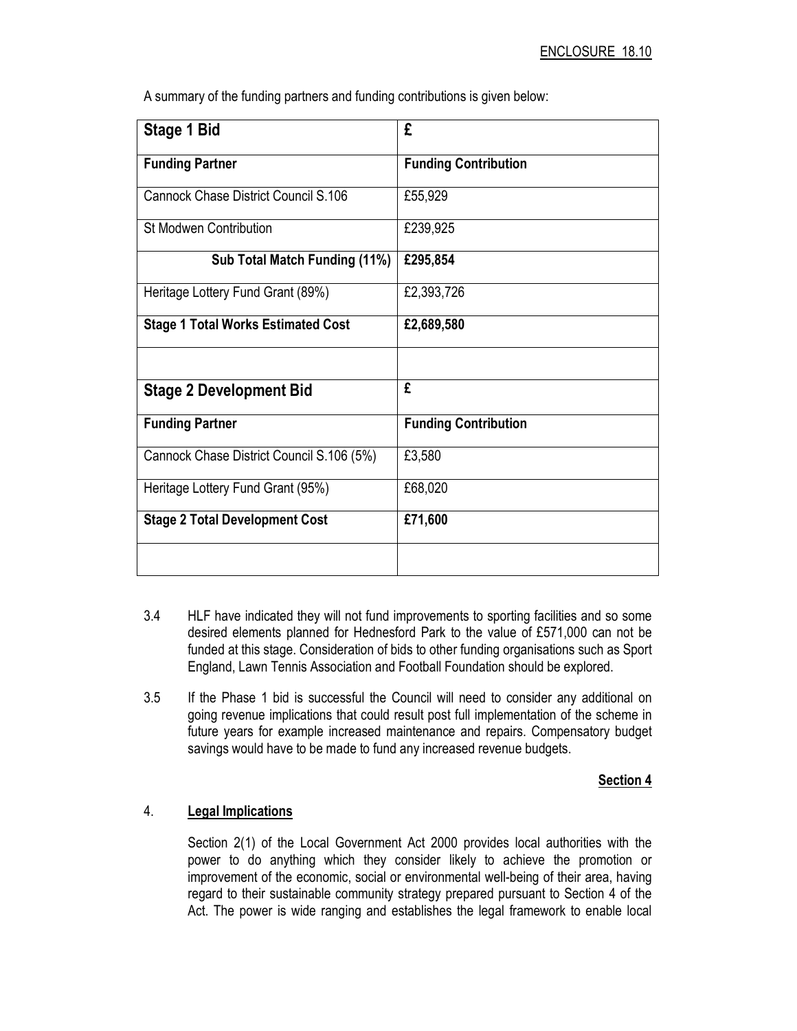ENCLOSURE 18.10

A summary of the funding partners and funding contributions is given below:

| **Stage 1 Bid** | **£** |
|---|---|
| **Funding Partner** | **Funding Contribution** |
| Cannock Chase District Council S.106 | £55,929 |
| St Modwen Contribution | £239,925 |
| **Sub Total Match Funding (11%)** | **£295,854** |
| Heritage Lottery Fund Grant (89%) | £2,393,726 |
| **Stage 1 Total Works Estimated Cost** | **£2,689,580** |
| | |
| **Stage 2 Development Bid** | **£** |
| **Funding Partner** | **Funding Contribution** |
| Cannock Chase District Council S.106 (5%) | £3,580 |
| Heritage Lottery Fund Grant (95%) | £68,020 |
| **Stage 2 Total Development Cost** | **£71,600** |
| | |

3.4 HLF have indicated they will not fund improvements to sporting facilities and so some desired elements planned for Hednesford Park to the value of £571,000 can not be funded at this stage. Consideration of bids to other funding organisations such as Sport England, Lawn Tennis Association and Football Foundation should be explored.

3.5 If the Phase 1 bid is successful the Council will need to consider any additional on going revenue implications that could result post full implementation of the scheme in future years for example increased maintenance and repairs. Compensatory budget savings would have to be made to fund any increased revenue budgets.

**Section 4**

## 4. Legal Implications

Section 2(1) of the Local Government Act 2000 provides local authorities with the power to do anything which they consider likely to achieve the promotion or improvement of the economic, social or environmental well-being of their area, having regard to their sustainable community strategy prepared pursuant to Section 4 of the Act. The power is wide ranging and establishes the legal framework to enable local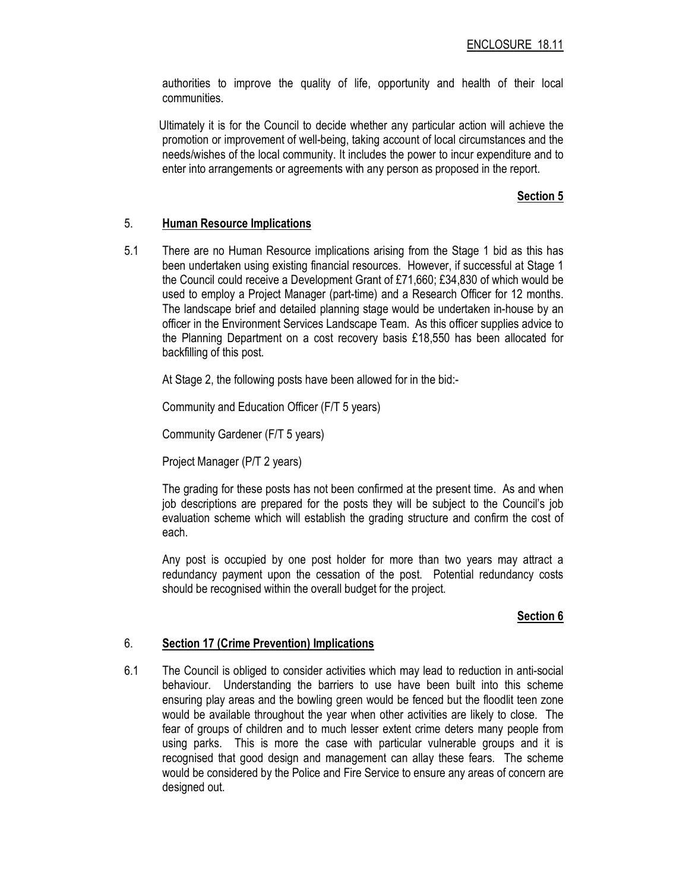authorities to improve the quality of life, opportunity and health of their local communities.

Ultimately it is for the Council to decide whether any particular action will achieve the promotion or improvement of well-being, taking account of local circumstances and the needs/wishes of the local community. It includes the power to incur expenditure and to enter into arrangements or agreements with any person as proposed in the report.

**Section 5**

## 5. Human Resource Implications

5.1 There are no Human Resource implications arising from the Stage 1 bid as this has been undertaken using existing financial resources. However, if successful at Stage 1 the Council could receive a Development Grant of £71,660; £34,830 of which would be used to employ a Project Manager (part-time) and a Research Officer for 12 months. The landscape brief and detailed planning stage would be undertaken in-house by an officer in the Environment Services Landscape Team. As this officer supplies advice to the Planning Department on a cost recovery basis £18,550 has been allocated for backfilling of this post.

At Stage 2, the following posts have been allowed for in the bid:-

Community and Education Officer (F/T 5 years)

Community Gardener (F/T 5 years)

Project Manager (P/T 2 years)

The grading for these posts has not been confirmed at the present time. As and when job descriptions are prepared for the posts they will be subject to the Council's job evaluation scheme which will establish the grading structure and confirm the cost of each.

Any post is occupied by one post holder for more than two years may attract a redundancy payment upon the cessation of the post. Potential redundancy costs should be recognised within the overall budget for the project.

**Section 6**

## 6. Section 17 (Crime Prevention) Implications

6.1 The Council is obliged to consider activities which may lead to reduction in anti-social behaviour. Understanding the barriers to use have been built into this scheme ensuring play areas and the bowling green would be fenced but the floodlit teen zone would be available throughout the year when other activities are likely to close. The fear of groups of children and to much lesser extent crime deters many people from using parks. This is more the case with particular vulnerable groups and it is recognised that good design and management can allay these fears. The scheme would be considered by the Police and Fire Service to ensure any areas of concern are designed out.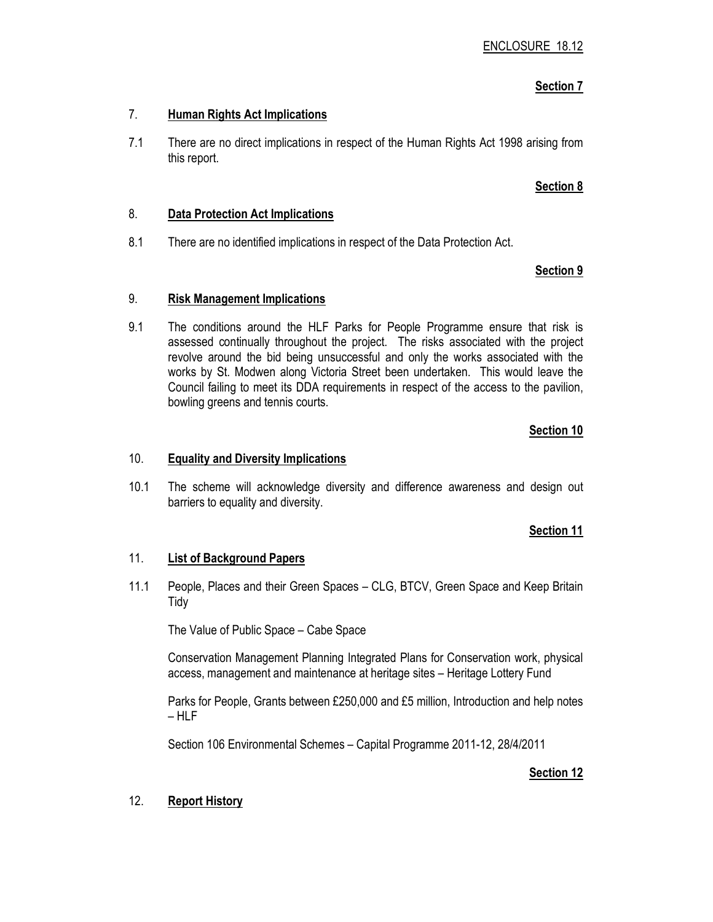ENCLOSURE 18.12

**Section 7**

## 7. **Human Rights Act Implications**

7.1 There are no direct implications in respect of the Human Rights Act 1998 arising from this report.

**Section 8**

## 8. **Data Protection Act Implications**

8.1 There are no identified implications in respect of the Data Protection Act.

**Section 9**

## 9. **Risk Management Implications**

9.1 The conditions around the HLF Parks for People Programme ensure that risk is assessed continually throughout the project. The risks associated with the project revolve around the bid being unsuccessful and only the works associated with the works by St. Modwen along Victoria Street been undertaken. This would leave the Council failing to meet its DDA requirements in respect of the access to the pavilion, bowling greens and tennis courts.

**Section 10**

## 10. **Equality and Diversity Implications**

10.1 The scheme will acknowledge diversity and difference awareness and design out barriers to equality and diversity.

**Section 11**

## 11. **List of Background Papers**

11.1 People, Places and their Green Spaces – CLG, BTCV, Green Space and Keep Britain Tidy

The Value of Public Space – Cabe Space

Conservation Management Planning Integrated Plans for Conservation work, physical access, management and maintenance at heritage sites – Heritage Lottery Fund

Parks for People, Grants between £250,000 and £5 million, Introduction and help notes – HLF

Section 106 Environmental Schemes – Capital Programme 2011-12, 28/4/2011

**Section 12**

## 12. **Report History**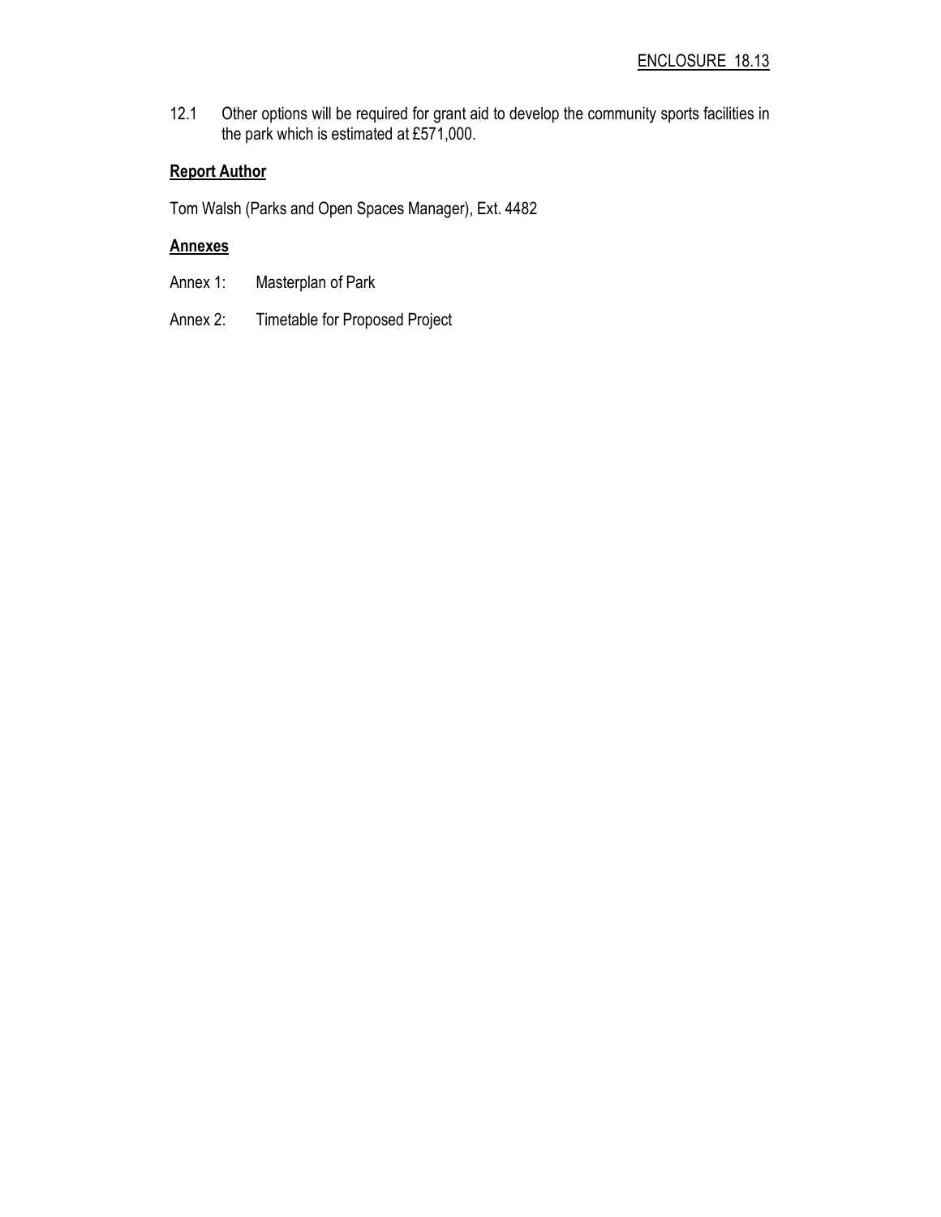ENCLOSURE 18.13

12.1 Other options will be required for grant aid to develop the community sports facilities in the park which is estimated at £571,000.

**Report Author**

Tom Walsh (Parks and Open Spaces Manager), Ext. 4482

**Annexes**

Annex 1: Masterplan of Park

Annex 2: Timetable for Proposed Project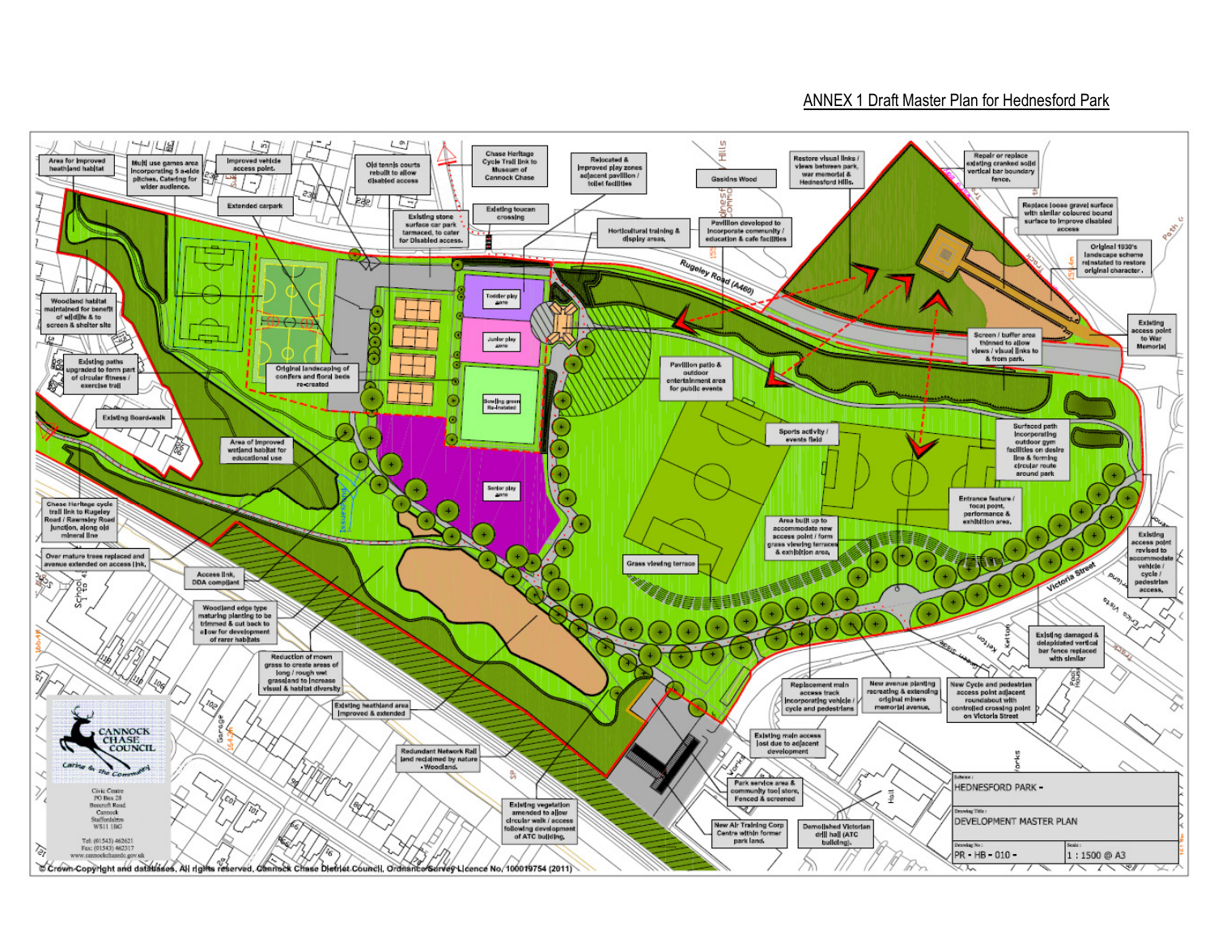ANNEX 1 Draft Master Plan for Hednesford Park

Area for improved heathland habitat

Multi use games area incorporating 5 a-side pitches. Catering for wider audience.

Improved vehicle access point.

Extended carpark

Old tennis courts rebuilt to allow disabled access

Existing stone surface car park tarmaced, to cater for Disabled access.

Chase Heritage Cycle Trail link to Museum of Cannock Chase

Existing toucan crossing

Relocated & improved play zones adjacent pavillion / toilet facilities

Horticultural training & display areas.

Gaskins Wood

Pavillion developed to incorporate community / education & cafe facilities

Restore visual links / views between park, war memorial & Hednesford Hills.

Repair or replace existing cranked solid vertical bar boundary fence.

Replace loose gravel surface with similar coloured bound surface to improve disabled access

Original 1930's landscape scheme reinstated to restore original character.

Existing access point to War Memorial

Woodland habitat maintained for benefit of wildlife & to screen & shelter site

Existing paths upgraded to form part of circular fitness / exercise trail

Original landscaping of conifers and floral beds re-created

Toddler play zone

Junior play zone

Bowling green Re-instated

Pavillion patio & outdoor entertainment area for public events

Screen / buffer area thinned to allow views / visual links to & from park.

Existing Board-walk

Area of improved wetland habitat for educational use

Sports activity / events field

Surfaced path incorporating outdoor gym facilities on desire line & forming circular route around park

Chase Heritage cycle trail link to Rugeley Road / Rawnsley Road junction, along old mineral line

Senior play zone

Entrance feature / focal point, performance & exhibition area.

Area built up to accommodate new access point / form grass viewing terraces & exhibition area.

Existing access point revised to accommodate vehicle / cycle / pedestrian access.

Over mature trees replaced and avenue extended on access link.

Access link, DDA compliant

Grass viewing terrace

Woodland edge type maturing planting to be trimmed & cut back to allow for development of rarer habitats

Reduction of mown grass to create areas of long / rough wet grassland to increase visual & habitat diversity

Existing heathland area improved & extended

Replacement main access track incorporating vehicle / cycle and pedestrians

New avenue planting recreating & extending original miners memorial avenue.

New Cycle and pedestrian access point adjacent roundabout with controlled crossing point on Victoria Street

Existing damaged & delapidated vertical bar fence replaced with similar

Existing main access lost due to adjacent development

Redundant Network Rail land reclaimed by nature - Woodland.

Existing vegetation amended to allow circular walk / access following development of ATC building.

Park service area & community tool store, Fenced & screened

New Air Training Corp Centre within former park land.

Demolished Victorian drill hall (ATC building).

Rugeley Road (A460)

Victoria Street

CANNOCK CHASE COUNCIL

Caring for the Community

Civic Centre
PO Box 28
Beecroft Road
Cannock
Staffordshire
WS11 1BG

Tel: (01543) 462621
Fax: (01543) 462317
www.cannockchasedc.gov.uk

| | |
|---|---|
| Scheme: HEDNESFORD PARK - | |
| Drawing Title: DEVELOPMENT MASTER PLAN | |
| Drawing No: PR - HB - 010 - | Scale: 1 : 1500 @ A3 |

© Crown Copyright and databases, All rights reserved, Cannock Chase District Council, Ordnance Survey Licence No. 100019754 (2011)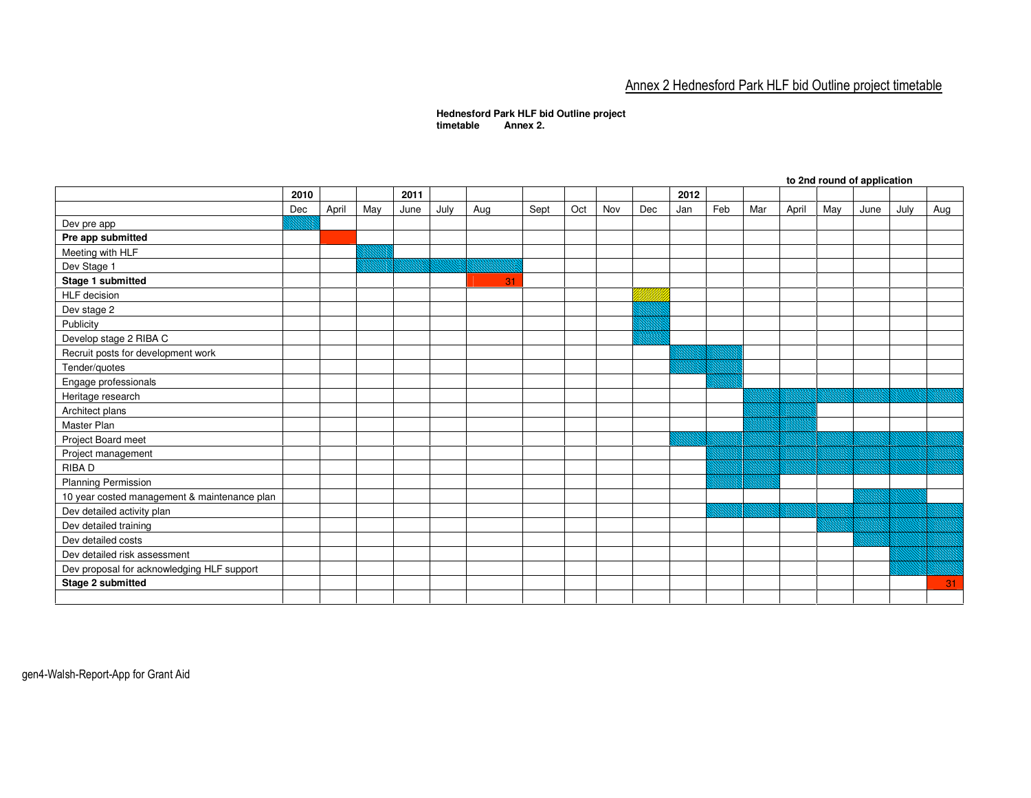# Annex 2 Hednesford Park HLF bid Outline project timetable

**Hednesford Park HLF bid Outline project timetable Annex 2.**

**to 2nd round of application**

| | **2010** | | | **2011** | | | | | | | **2012** | | | | | | | |
|---|---|---|---|---|---|---|---|---|---|---|---|---|---|---|---|---|---|---|
| | Dec | April | May | June | July | Aug | Sept | Oct | Nov | Dec | Jan | Feb | Mar | April | May | June | July | Aug |
| Dev pre app | | | | | | | | | | | | | | | | | | |
| **Pre app submitted** | | | | | | | | | | | | | | | | | | |
| Meeting with HLF | | | | | | | | | | | | | | | | | | |
| Dev Stage 1 | | | | | | | | | | | | | | | | | | |
| **Stage 1 submitted** | | | | | | 31 | | | | | | | | | | | | |
| HLF decision | | | | | | | | | | | | | | | | | | |
| Dev stage 2 | | | | | | | | | | | | | | | | | | |
| Publicity | | | | | | | | | | | | | | | | | | |
| Develop stage 2 RIBA C | | | | | | | | | | | | | | | | | | |
| Recruit posts for development work | | | | | | | | | | | | | | | | | | |
| Tender/quotes | | | | | | | | | | | | | | | | | | |
| Engage professionals | | | | | | | | | | | | | | | | | | |
| Heritage research | | | | | | | | | | | | | | | | | | |
| Architect plans | | | | | | | | | | | | | | | | | | |
| Master Plan | | | | | | | | | | | | | | | | | | |
| Project Board meet | | | | | | | | | | | | | | | | | | |
| Project management | | | | | | | | | | | | | | | | | | |
| RIBA D | | | | | | | | | | | | | | | | | | |
| Planning Permission | | | | | | | | | | | | | | | | | | |
| 10 year costed management & maintenance plan | | | | | | | | | | | | | | | | | | |
| Dev detailed activity plan | | | | | | | | | | | | | | | | | | |
| Dev detailed training | | | | | | | | | | | | | | | | | | |
| Dev detailed costs | | | | | | | | | | | | | | | | | | |
| Dev detailed risk assessment | | | | | | | | | | | | | | | | | | |
| Dev proposal for acknowledging HLF support | | | | | | | | | | | | | | | | | | |
| **Stage 2 submitted** | | | | | | | | | | | | | | | | | | 31 |
| | | | | | | | | | | | | | | | | | | |